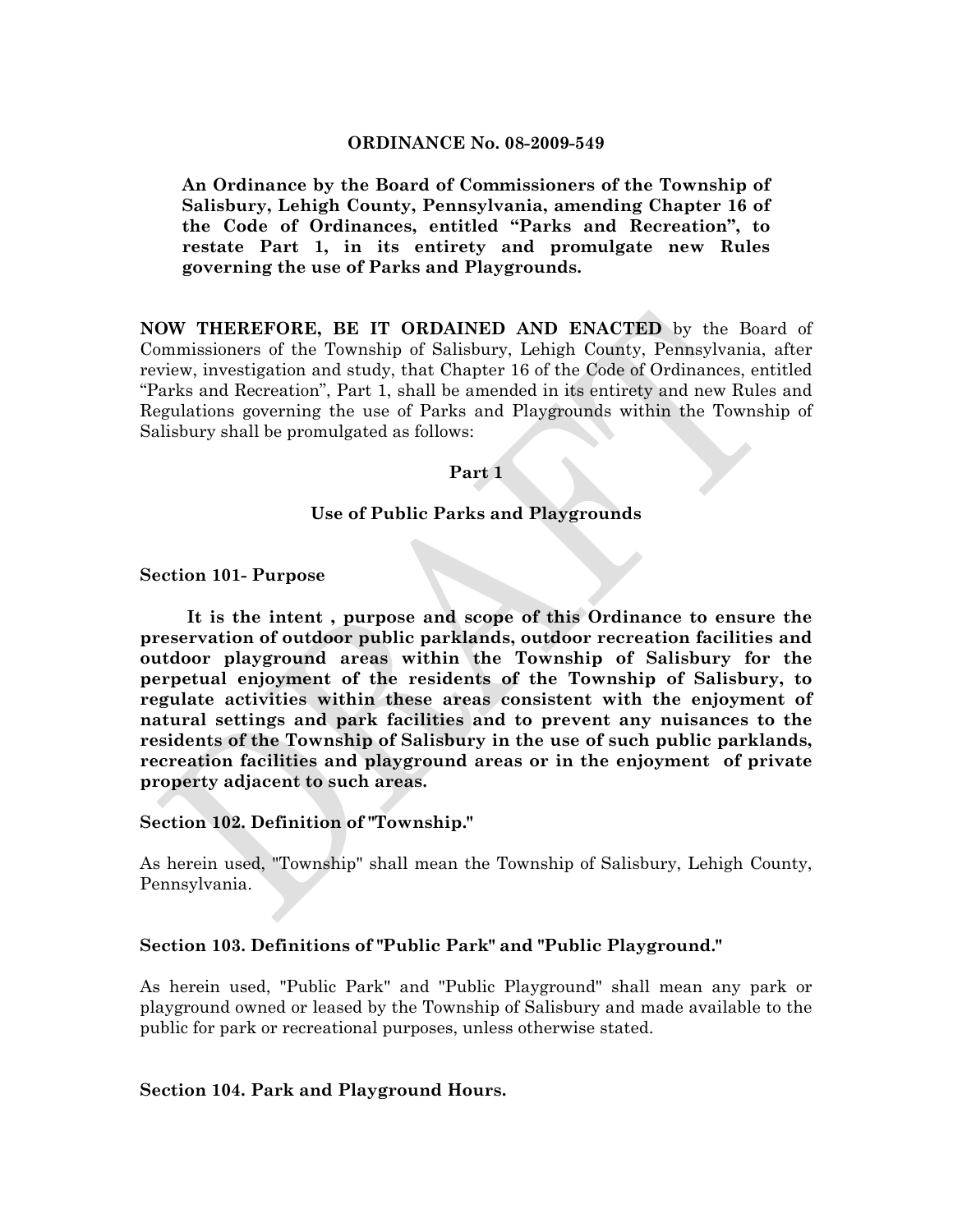**ORDINANCE No. 08-2009-549**

**An Ordinance by the Board of Commissioners of the Township of Salisbury, Lehigh County, Pennsylvania, amending Chapter 16 of the Code of Ordinances, entitled "Parks and Recreation", to restate Part 1, in its entirety and promulgate new Rules governing the use of Parks and Playgrounds.**

**NOW THEREFORE, BE IT ORDAINED AND ENACTED** by the Board of Commissioners of the Township of Salisbury, Lehigh County, Pennsylvania, after review, investigation and study, that Chapter 16 of the Code of Ordinances, entitled "Parks and Recreation", Part 1, shall be amended in its entirety and new Rules and Regulations governing the use of Parks and Playgrounds within the Township of Salisbury shall be promulgated as follows:

## Part 1

## Use of Public Parks and Playgrounds

### Section 101- Purpose

**It is the intent , purpose and scope of this Ordinance to ensure the preservation of outdoor public parklands, outdoor recreation facilities and outdoor playground areas within the Township of Salisbury for the perpetual enjoyment of the residents of the Township of Salisbury, to regulate activities within these areas consistent with the enjoyment of natural settings and park facilities and to prevent any nuisances to the residents of the Township of Salisbury in the use of such public parklands, recreation facilities and playground areas or in the enjoyment of private property adjacent to such areas.**

### Section 102. Definition of "Township."

As herein used, "Township" shall mean the Township of Salisbury, Lehigh County, Pennsylvania.

### Section 103. Definitions of "Public Park" and "Public Playground."

As herein used, "Public Park" and "Public Playground" shall mean any park or playground owned or leased by the Township of Salisbury and made available to the public for park or recreational purposes, unless otherwise stated.

### Section 104. Park and Playground Hours.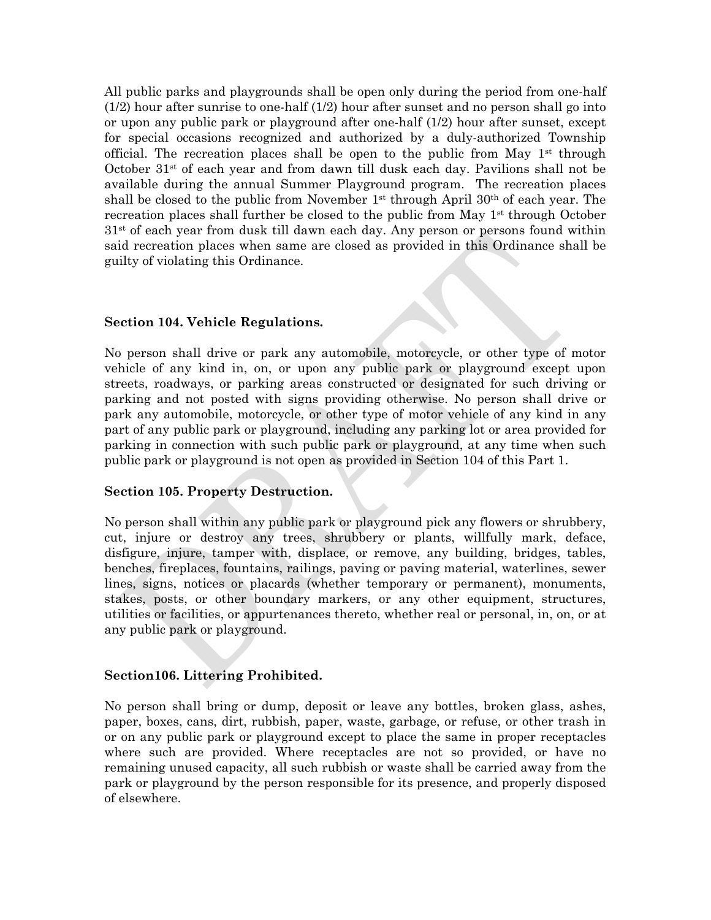All public parks and playgrounds shall be open only during the period from one-half (1/2) hour after sunrise to one-half (1/2) hour after sunset and no person shall go into or upon any public park or playground after one-half (1/2) hour after sunset, except for special occasions recognized and authorized by a duly-authorized Township official. The recreation places shall be open to the public from May 1st through October 31st of each year and from dawn till dusk each day. Pavilions shall not be available during the annual Summer Playground program. The recreation places shall be closed to the public from November 1st through April 30th of each year. The recreation places shall further be closed to the public from May 1st through October 31st of each year from dusk till dawn each day. Any person or persons found within said recreation places when same are closed as provided in this Ordinance shall be guilty of violating this Ordinance.

**Section 104. Vehicle Regulations.**

No person shall drive or park any automobile, motorcycle, or other type of motor vehicle of any kind in, on, or upon any public park or playground except upon streets, roadways, or parking areas constructed or designated for such driving or parking and not posted with signs providing otherwise. No person shall drive or park any automobile, motorcycle, or other type of motor vehicle of any kind in any part of any public park or playground, including any parking lot or area provided for parking in connection with such public park or playground, at any time when such public park or playground is not open as provided in Section 104 of this Part 1.

**Section 105. Property Destruction.**

No person shall within any public park or playground pick any flowers or shrubbery, cut, injure or destroy any trees, shrubbery or plants, willfully mark, deface, disfigure, injure, tamper with, displace, or remove, any building, bridges, tables, benches, fireplaces, fountains, railings, paving or paving material, waterlines, sewer lines, signs, notices or placards (whether temporary or permanent), monuments, stakes, posts, or other boundary markers, or any other equipment, structures, utilities or facilities, or appurtenances thereto, whether real or personal, in, on, or at any public park or playground.

**Section106. Littering Prohibited.**

No person shall bring or dump, deposit or leave any bottles, broken glass, ashes, paper, boxes, cans, dirt, rubbish, paper, waste, garbage, or refuse, or other trash in or on any public park or playground except to place the same in proper receptacles where such are provided. Where receptacles are not so provided, or have no remaining unused capacity, all such rubbish or waste shall be carried away from the park or playground by the person responsible for its presence, and properly disposed of elsewhere.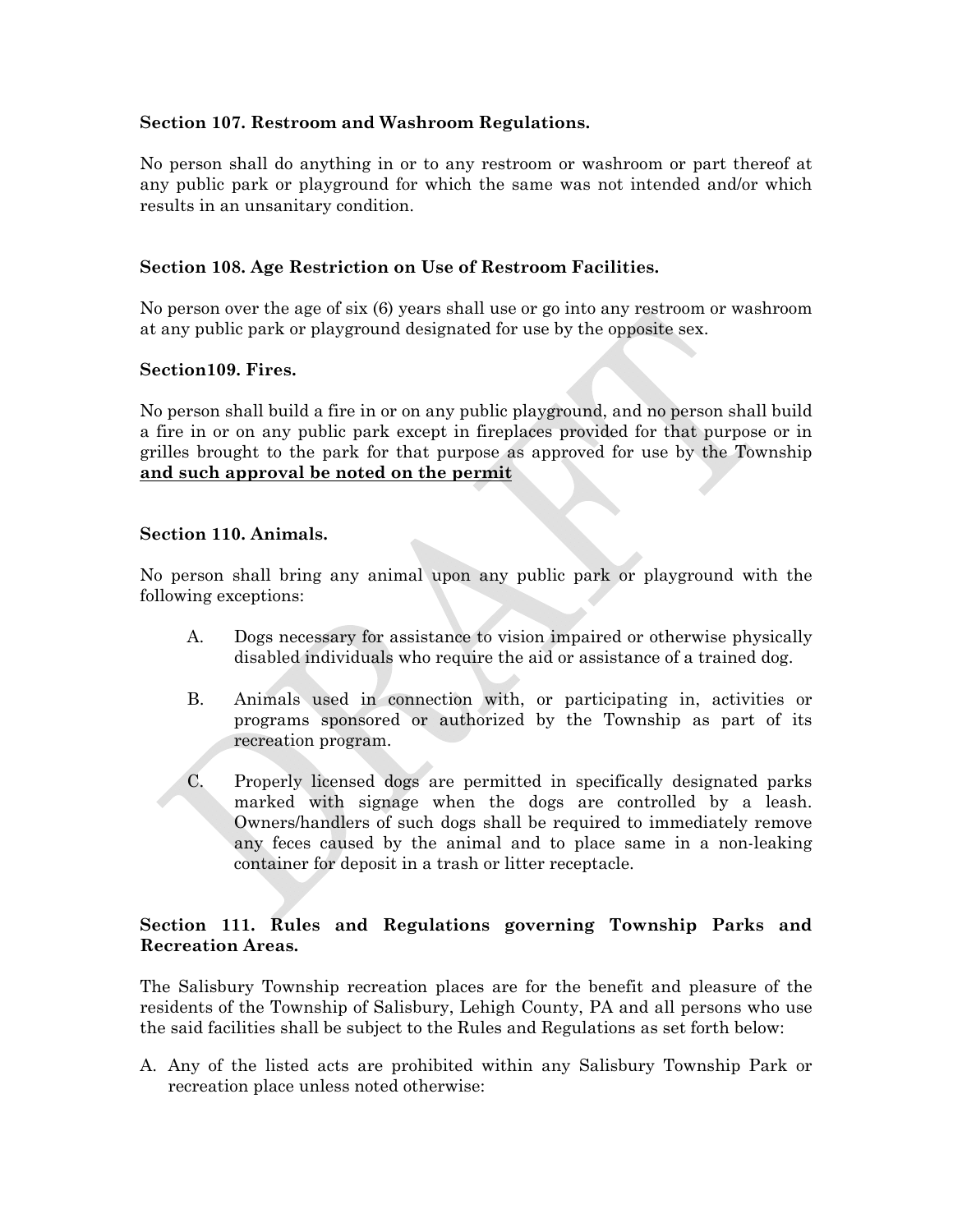**Section 107. Restroom and Washroom Regulations.**

No person shall do anything in or to any restroom or washroom or part thereof at any public park or playground for which the same was not intended and/or which results in an unsanitary condition.

**Section 108. Age Restriction on Use of Restroom Facilities.**

No person over the age of six (6) years shall use or go into any restroom or washroom at any public park or playground designated for use by the opposite sex.

**Section109. Fires.**

No person shall build a fire in or on any public playground, and no person shall build a fire in or on any public park except in fireplaces provided for that purpose or in grilles brought to the park for that purpose as approved for use by the Township **<u>and such approval be noted on the permit</u>**

**Section 110. Animals.**

No person shall bring any animal upon any public park or playground with the following exceptions:

A. Dogs necessary for assistance to vision impaired or otherwise physically disabled individuals who require the aid or assistance of a trained dog.

B. Animals used in connection with, or participating in, activities or programs sponsored or authorized by the Township as part of its recreation program.

C. Properly licensed dogs are permitted in specifically designated parks marked with signage when the dogs are controlled by a leash. Owners/handlers of such dogs shall be required to immediately remove any feces caused by the animal and to place same in a non-leaking container for deposit in a trash or litter receptacle.

**Section 111. Rules and Regulations governing Township Parks and Recreation Areas.**

The Salisbury Township recreation places are for the benefit and pleasure of the residents of the Township of Salisbury, Lehigh County, PA and all persons who use the said facilities shall be subject to the Rules and Regulations as set forth below:

A. Any of the listed acts are prohibited within any Salisbury Township Park or recreation place unless noted otherwise: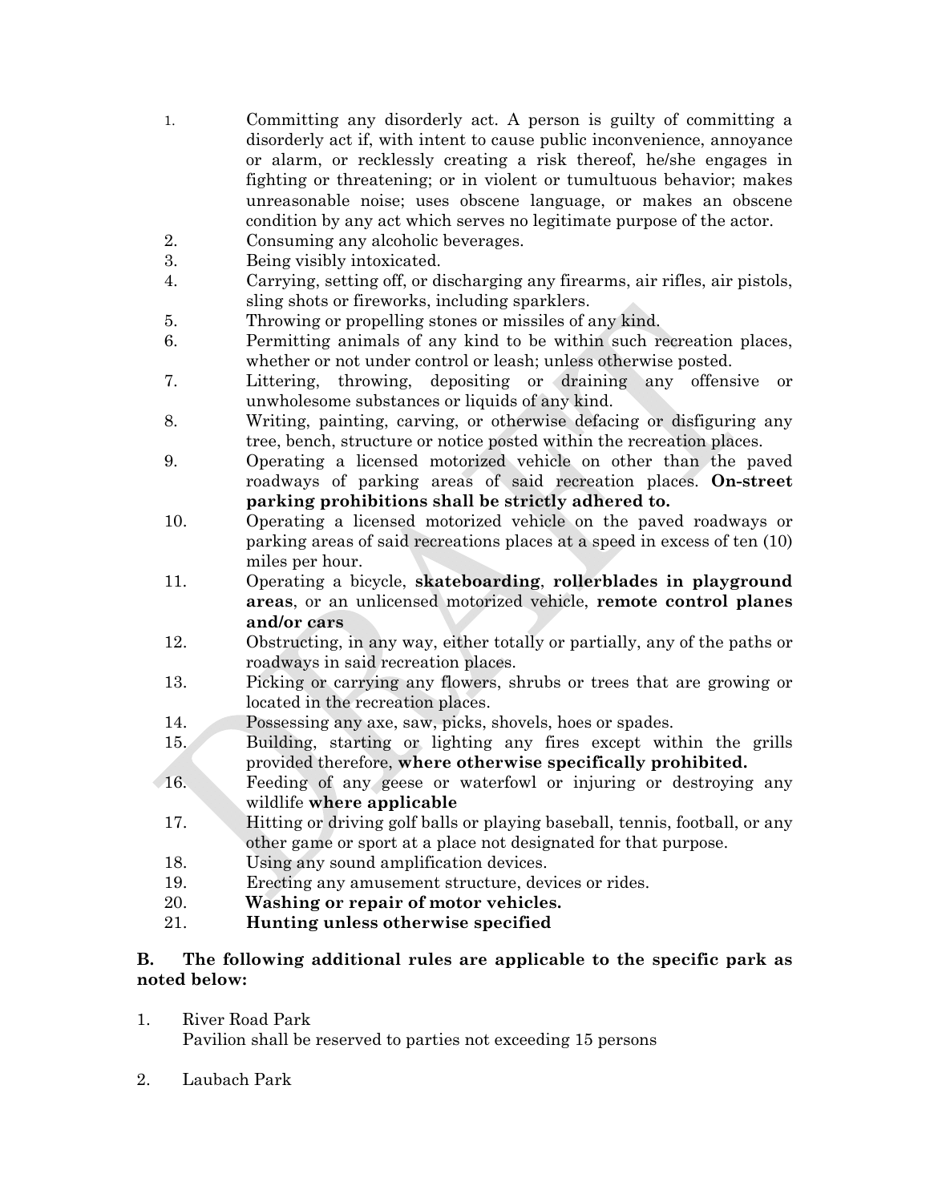1. Committing any disorderly act. A person is guilty of committing a disorderly act if, with intent to cause public inconvenience, annoyance or alarm, or recklessly creating a risk thereof, he/she engages in fighting or threatening; or in violent or tumultuous behavior; makes unreasonable noise; uses obscene language, or makes an obscene condition by any act which serves no legitimate purpose of the actor.
2. Consuming any alcoholic beverages.
3. Being visibly intoxicated.
4. Carrying, setting off, or discharging any firearms, air rifles, air pistols, sling shots or fireworks, including sparklers.
5. Throwing or propelling stones or missiles of any kind.
6. Permitting animals of any kind to be within such recreation places, whether or not under control or leash; unless otherwise posted.
7. Littering, throwing, depositing or draining any offensive or unwholesome substances or liquids of any kind.
8. Writing, painting, carving, or otherwise defacing or disfiguring any tree, bench, structure or notice posted within the recreation places.
9. Operating a licensed motorized vehicle on other than the paved roadways of parking areas of said recreation places. **On-street parking prohibitions shall be strictly adhered to.**
10. Operating a licensed motorized vehicle on the paved roadways or parking areas of said recreations places at a speed in excess of ten (10) miles per hour.
11. Operating a bicycle, **skateboarding**, **rollerblades in playground areas**, or an unlicensed motorized vehicle, **remote control planes and/or cars**
12. Obstructing, in any way, either totally or partially, any of the paths or roadways in said recreation places.
13. Picking or carrying any flowers, shrubs or trees that are growing or located in the recreation places.
14. Possessing any axe, saw, picks, shovels, hoes or spades.
15. Building, starting or lighting any fires except within the grills provided therefore, **where otherwise specifically prohibited.**
16. Feeding of any geese or waterfowl or injuring or destroying any wildlife **where applicable**
17. Hitting or driving golf balls or playing baseball, tennis, football, or any other game or sport at a place not designated for that purpose.
18. Using any sound amplification devices.
19. Erecting any amusement structure, devices or rides.
20. **Washing or repair of motor vehicles.**
21. **Hunting unless otherwise specified**

**B. The following additional rules are applicable to the specific park as noted below:**

1. River Road Park
   Pavilion shall be reserved to parties not exceeding 15 persons

2. Laubach Park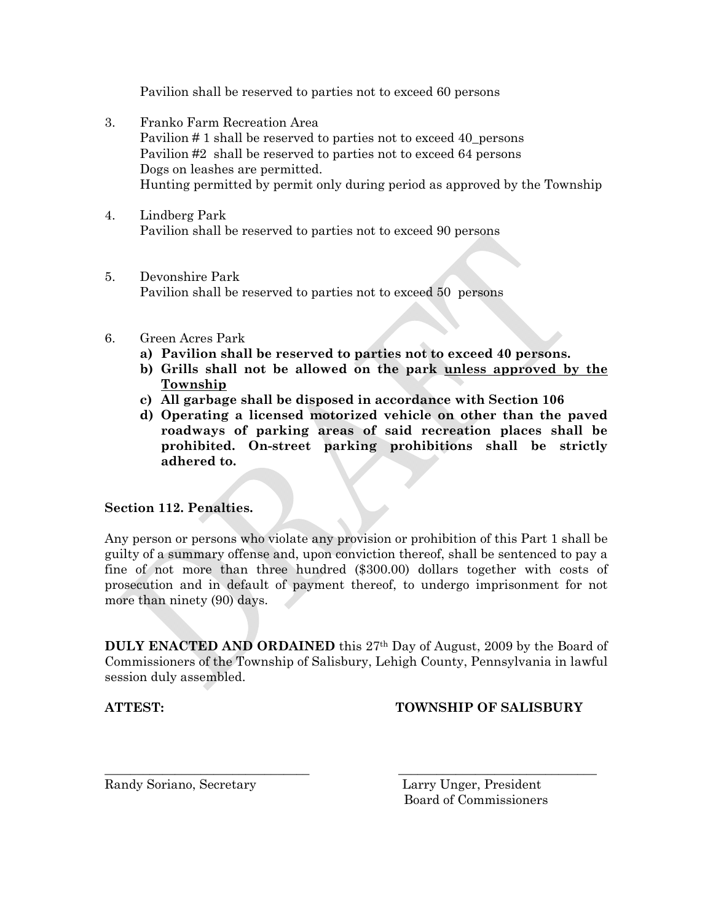Pavilion shall be reserved to parties not to exceed 60 persons

3. Franko Farm Recreation Area
   Pavilion # 1 shall be reserved to parties not to exceed 40_persons
   Pavilion #2 shall be reserved to parties not to exceed 64 persons
   Dogs on leashes are permitted.
   Hunting permitted by permit only during period as approved by the Township

4. Lindberg Park
   Pavilion shall be reserved to parties not to exceed 90 persons

5. Devonshire Park
   Pavilion shall be reserved to parties not to exceed 50 persons

6. Green Acres Park
   **a) Pavilion shall be reserved to parties not to exceed 40 persons.**
   **b) Grills shall not be allowed on the park <u>unless approved by the Township</u>**
   **c) All garbage shall be disposed in accordance with Section 106**
   **d) Operating a licensed motorized vehicle on other than the paved roadways of parking areas of said recreation places shall be prohibited. On-street parking prohibitions shall be strictly adhered to.**

**Section 112. Penalties.**

Any person or persons who violate any provision or prohibition of this Part 1 shall be guilty of a summary offense and, upon conviction thereof, shall be sentenced to pay a fine of not more than three hundred ($300.00) dollars together with costs of prosecution and in default of payment thereof, to undergo imprisonment for not more than ninety (90) days.

**DULY ENACTED AND ORDAINED** this 27th Day of August, 2009 by the Board of Commissioners of the Township of Salisbury, Lehigh County, Pennsylvania in lawful session duly assembled.

**ATTEST:** **TOWNSHIP OF SALISBURY**

\_\_\_\_\_\_\_\_\_\_\_\_\_\_\_\_\_\_\_\_\_\_\_\_\_\_\_\_\_\_ \_\_\_\_\_\_\_\_\_\_\_\_\_\_\_\_\_\_\_\_\_\_\_\_\_\_\_\_\_\_

Randy Soriano, Secretary

Larry Unger, President
Board of Commissioners